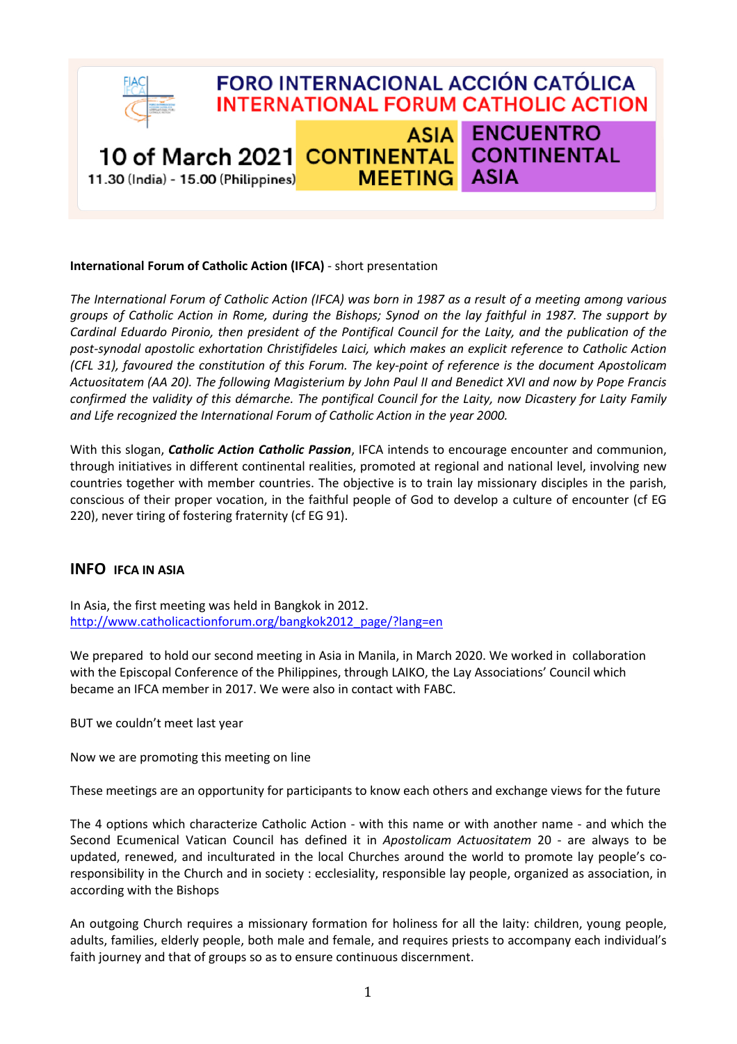# FORO INTERNACIONAL ACCIÓN CATÓLICA
# INTERNATIONAL FORUM CATHOLIC ACTION

**10 of March 2021**
11.30 (India) - 15.00 (Philippines)

**ASIA CONTINENTAL MEETING**

**ENCUENTRO CONTINENTAL ASIA**

**International Forum of Catholic Action (IFCA)** - short presentation

*The International Forum of Catholic Action (IFCA) was born in 1987 as a result of a meeting among various groups of Catholic Action in Rome, during the Bishops; Synod on the lay faithful in 1987. The support by Cardinal Eduardo Pironio, then president of the Pontifical Council for the Laity, and the publication of the post-synodal apostolic exhortation Christifideles Laici, which makes an explicit reference to Catholic Action (CFL 31), favoured the constitution of this Forum. The key-point of reference is the document Apostolicam Actuositatem (AA 20). The following Magisterium by John Paul II and Benedict XVI and now by Pope Francis confirmed the validity of this démarche. The pontifical Council for the Laity, now Dicastery for Laity Family and Life recognized the International Forum of Catholic Action in the year 2000.*

With this slogan, ***Catholic Action Catholic Passion***, IFCA intends to encourage encounter and communion, through initiatives in different continental realities, promoted at regional and national level, involving new countries together with member countries. The objective is to train lay missionary disciples in the parish, conscious of their proper vocation, in the faithful people of God to develop a culture of encounter (cf EG 220), never tiring of fostering fraternity (cf EG 91).

## INFO IFCA IN ASIA

In Asia, the first meeting was held in Bangkok in 2012.
http://www.catholicactionforum.org/bangkok2012_page/?lang=en

We prepared to hold our second meeting in Asia in Manila, in March 2020. We worked in collaboration with the Episcopal Conference of the Philippines, through LAIKO, the Lay Associations' Council which became an IFCA member in 2017. We were also in contact with FABC.

BUT we couldn't meet last year

Now we are promoting this meeting on line

These meetings are an opportunity for participants to know each others and exchange views for the future

The 4 options which characterize Catholic Action - with this name or with another name - and which the Second Ecumenical Vatican Council has defined it in *Apostolicam Actuositatem* 20 - are always to be updated, renewed, and inculturated in the local Churches around the world to promote lay people's co-responsibility in the Church and in society : ecclesiality, responsible lay people, organized as association, in according with the Bishops

An outgoing Church requires a missionary formation for holiness for all the laity: children, young people, adults, families, elderly people, both male and female, and requires priests to accompany each individual's faith journey and that of groups so as to ensure continuous discernment.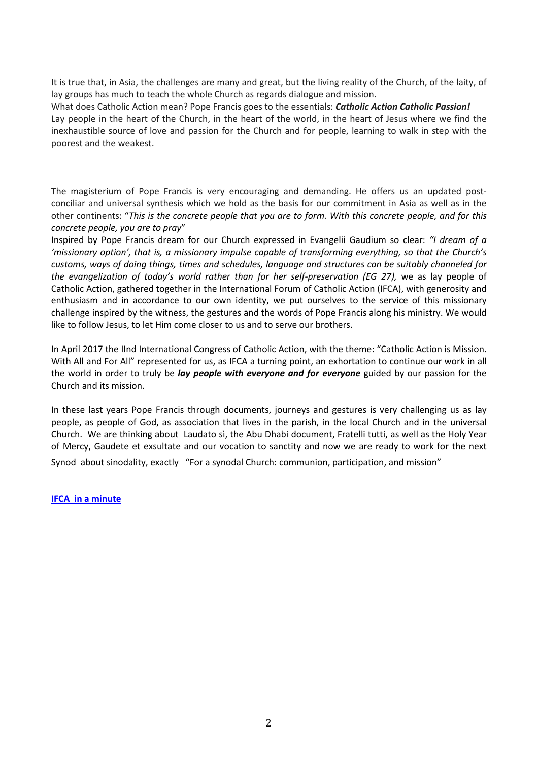It is true that, in Asia, the challenges are many and great, but the living reality of the Church, of the laity, of lay groups has much to teach the whole Church as regards dialogue and mission.

What does Catholic Action mean? Pope Francis goes to the essentials: ***Catholic Action Catholic Passion!***

Lay people in the heart of the Church, in the heart of the world, in the heart of Jesus where we find the inexhaustible source of love and passion for the Church and for people, learning to walk in step with the poorest and the weakest.

The magisterium of Pope Francis is very encouraging and demanding. He offers us an updated post-conciliar and universal synthesis which we hold as the basis for our commitment in Asia as well as in the other continents: "*This is the concrete people that you are to form. With this concrete people, and for this concrete people, you are to pray*"

Inspired by Pope Francis dream for our Church expressed in Evangelii Gaudium so clear: *"I dream of a 'missionary option', that is, a missionary impulse capable of transforming everything, so that the Church's customs, ways of doing things, times and schedules, language and structures can be suitably channeled for the evangelization of today's world rather than for her self-preservation (EG 27),* we as lay people of Catholic Action, gathered together in the International Forum of Catholic Action (IFCA), with generosity and enthusiasm and in accordance to our own identity, we put ourselves to the service of this missionary challenge inspired by the witness, the gestures and the words of Pope Francis along his ministry. We would like to follow Jesus, to let Him come closer to us and to serve our brothers.

In April 2017 the IInd International Congress of Catholic Action, with the theme: "Catholic Action is Mission. With All and For All" represented for us, as IFCA a turning point, an exhortation to continue our work in all the world in order to truly be ***lay people with everyone and for everyone*** guided by our passion for the Church and its mission.

In these last years Pope Francis through documents, journeys and gestures is very challenging us as lay people, as people of God, as association that lives in the parish, in the local Church and in the universal Church. We are thinking about Laudato sì, the Abu Dhabi document, Fratelli tutti, as well as the Holy Year of Mercy, Gaudete et exsultate and our vocation to sanctity and now we are ready to work for the next Synod about sinodality, exactly "For a synodal Church: communion, participation, and mission"

**IFCA in a minute**